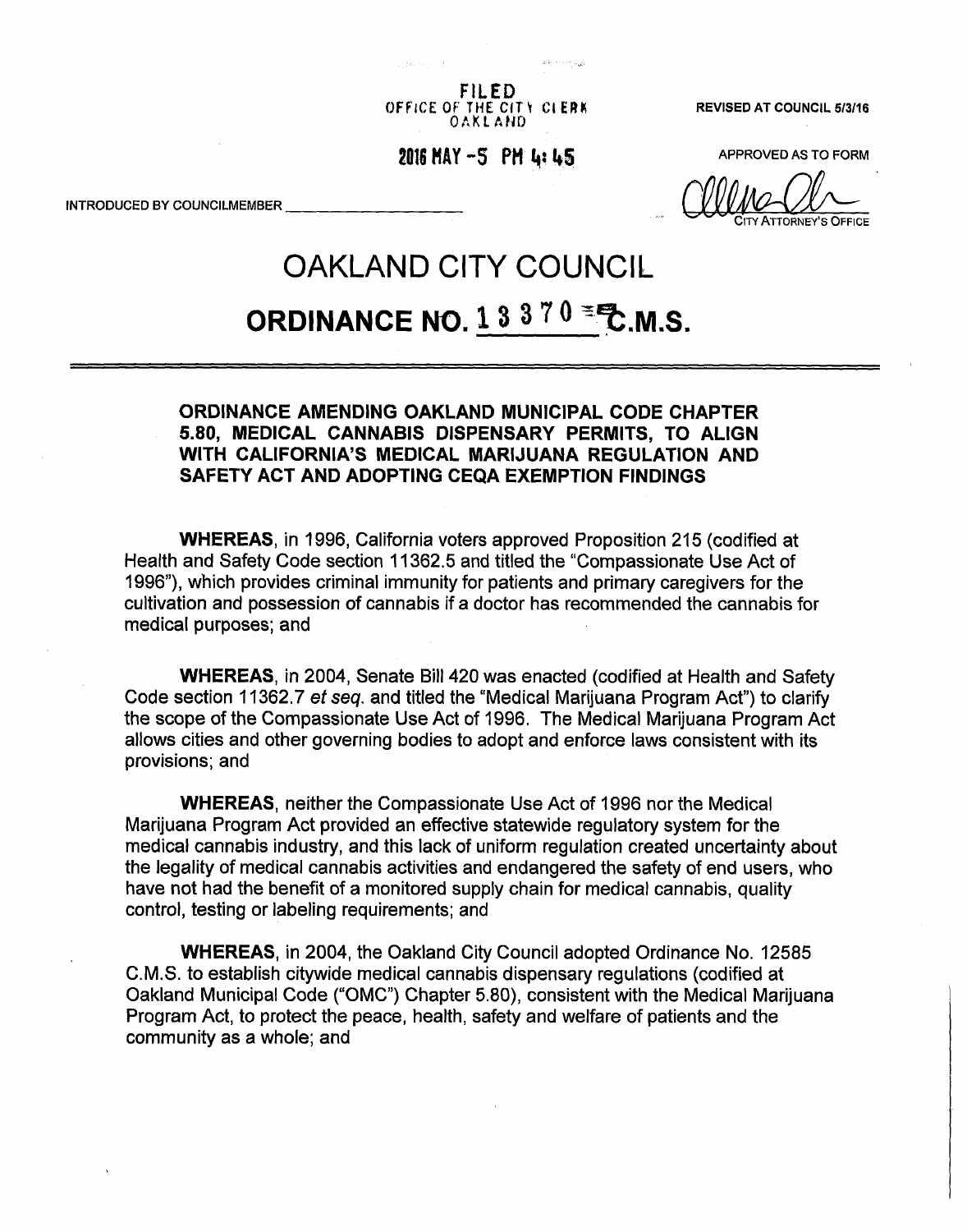FILED
OFFICE OF THE CITY CLERK
OAKLAND

2016 MAY -5 PM 4:45

REVISED AT COUNCIL 5/3/16

APPROVED AS TO FORM

City Attorney's Office

INTRODUCED BY COUNCILMEMBER ____________________

# OAKLAND CITY COUNCIL

## ORDINANCE NO. 13370 C.M.S.

**ORDINANCE AMENDING OAKLAND MUNICIPAL CODE CHAPTER 5.80, MEDICAL CANNABIS DISPENSARY PERMITS, TO ALIGN WITH CALIFORNIA'S MEDICAL MARIJUANA REGULATION AND SAFETY ACT AND ADOPTING CEQA EXEMPTION FINDINGS**

**WHEREAS**, in 1996, California voters approved Proposition 215 (codified at Health and Safety Code section 11362.5 and titled the "Compassionate Use Act of 1996"), which provides criminal immunity for patients and primary caregivers for the cultivation and possession of cannabis if a doctor has recommended the cannabis for medical purposes; and

**WHEREAS**, in 2004, Senate Bill 420 was enacted (codified at Health and Safety Code section 11362.7 *et seq.* and titled the "Medical Marijuana Program Act") to clarify the scope of the Compassionate Use Act of 1996. The Medical Marijuana Program Act allows cities and other governing bodies to adopt and enforce laws consistent with its provisions; and

**WHEREAS**, neither the Compassionate Use Act of 1996 nor the Medical Marijuana Program Act provided an effective statewide regulatory system for the medical cannabis industry, and this lack of uniform regulation created uncertainty about the legality of medical cannabis activities and endangered the safety of end users, who have not had the benefit of a monitored supply chain for medical cannabis, quality control, testing or labeling requirements; and

**WHEREAS**, in 2004, the Oakland City Council adopted Ordinance No. 12585 C.M.S. to establish citywide medical cannabis dispensary regulations (codified at Oakland Municipal Code ("OMC") Chapter 5.80), consistent with the Medical Marijuana Program Act, to protect the peace, health, safety and welfare of patients and the community as a whole; and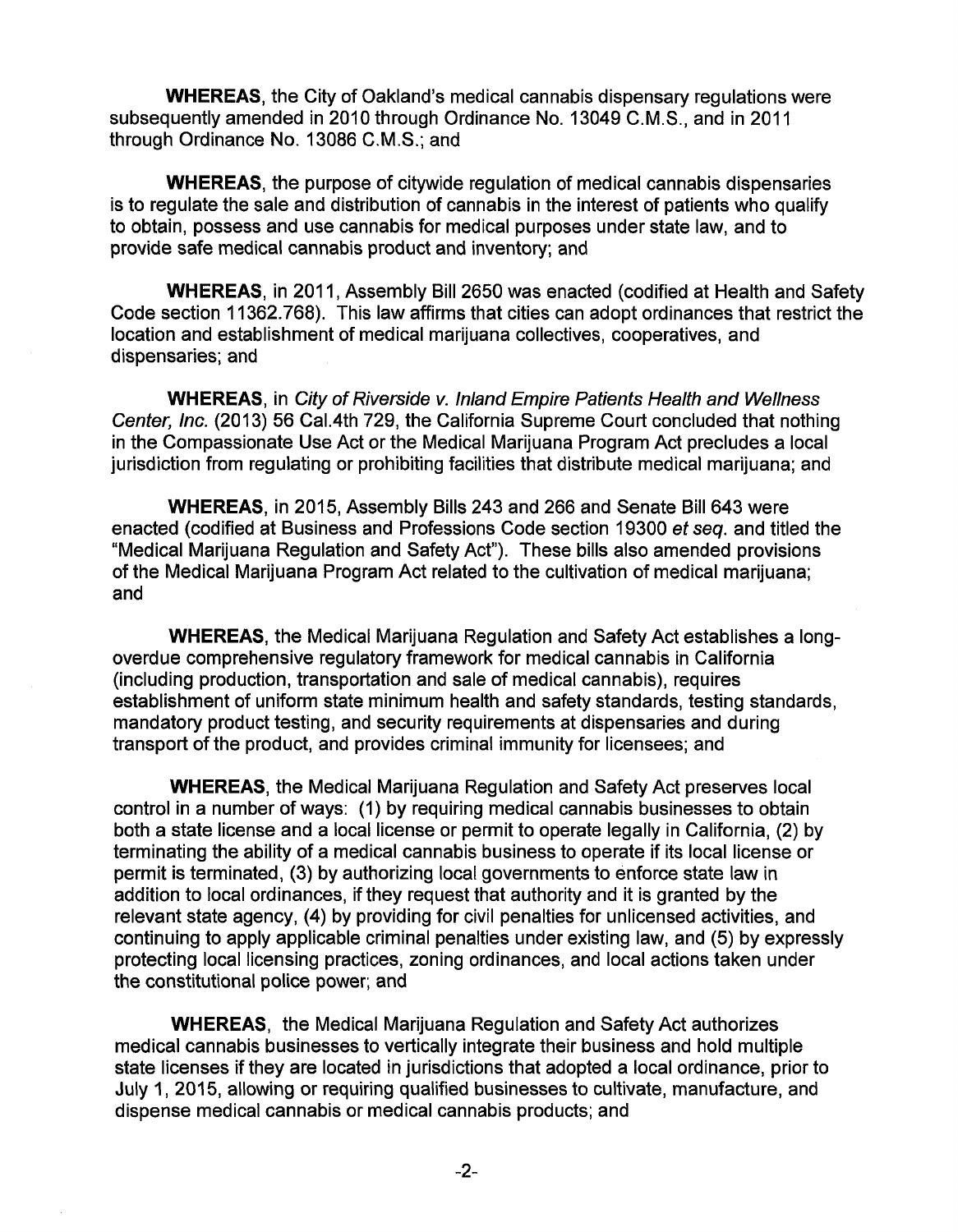**WHEREAS**, the City of Oakland's medical cannabis dispensary regulations were subsequently amended in 2010 through Ordinance No. 13049 C.M.S., and in 2011 through Ordinance No. 13086 C.M.S.; and

**WHEREAS**, the purpose of citywide regulation of medical cannabis dispensaries is to regulate the sale and distribution of cannabis in the interest of patients who qualify to obtain, possess and use cannabis for medical purposes under state law, and to provide safe medical cannabis product and inventory; and

**WHEREAS**, in 2011, Assembly Bill 2650 was enacted (codified at Health and Safety Code section 11362.768). This law affirms that cities can adopt ordinances that restrict the location and establishment of medical marijuana collectives, cooperatives, and dispensaries; and

**WHEREAS**, in *City of Riverside v. Inland Empire Patients Health and Wellness Center, Inc.* (2013) 56 Cal.4th 729, the California Supreme Court concluded that nothing in the Compassionate Use Act or the Medical Marijuana Program Act precludes a local jurisdiction from regulating or prohibiting facilities that distribute medical marijuana; and

**WHEREAS**, in 2015, Assembly Bills 243 and 266 and Senate Bill 643 were enacted (codified at Business and Professions Code section 19300 *et seq.* and titled the "Medical Marijuana Regulation and Safety Act"). These bills also amended provisions of the Medical Marijuana Program Act related to the cultivation of medical marijuana; and

**WHEREAS**, the Medical Marijuana Regulation and Safety Act establishes a long-overdue comprehensive regulatory framework for medical cannabis in California (including production, transportation and sale of medical cannabis), requires establishment of uniform state minimum health and safety standards, testing standards, mandatory product testing, and security requirements at dispensaries and during transport of the product, and provides criminal immunity for licensees; and

**WHEREAS**, the Medical Marijuana Regulation and Safety Act preserves local control in a number of ways: (1) by requiring medical cannabis businesses to obtain both a state license and a local license or permit to operate legally in California, (2) by terminating the ability of a medical cannabis business to operate if its local license or permit is terminated, (3) by authorizing local governments to enforce state law in addition to local ordinances, if they request that authority and it is granted by the relevant state agency, (4) by providing for civil penalties for unlicensed activities, and continuing to apply applicable criminal penalties under existing law, and (5) by expressly protecting local licensing practices, zoning ordinances, and local actions taken under the constitutional police power; and

**WHEREAS**, the Medical Marijuana Regulation and Safety Act authorizes medical cannabis businesses to vertically integrate their business and hold multiple state licenses if they are located in jurisdictions that adopted a local ordinance, prior to July 1, 2015, allowing or requiring qualified businesses to cultivate, manufacture, and dispense medical cannabis or medical cannabis products; and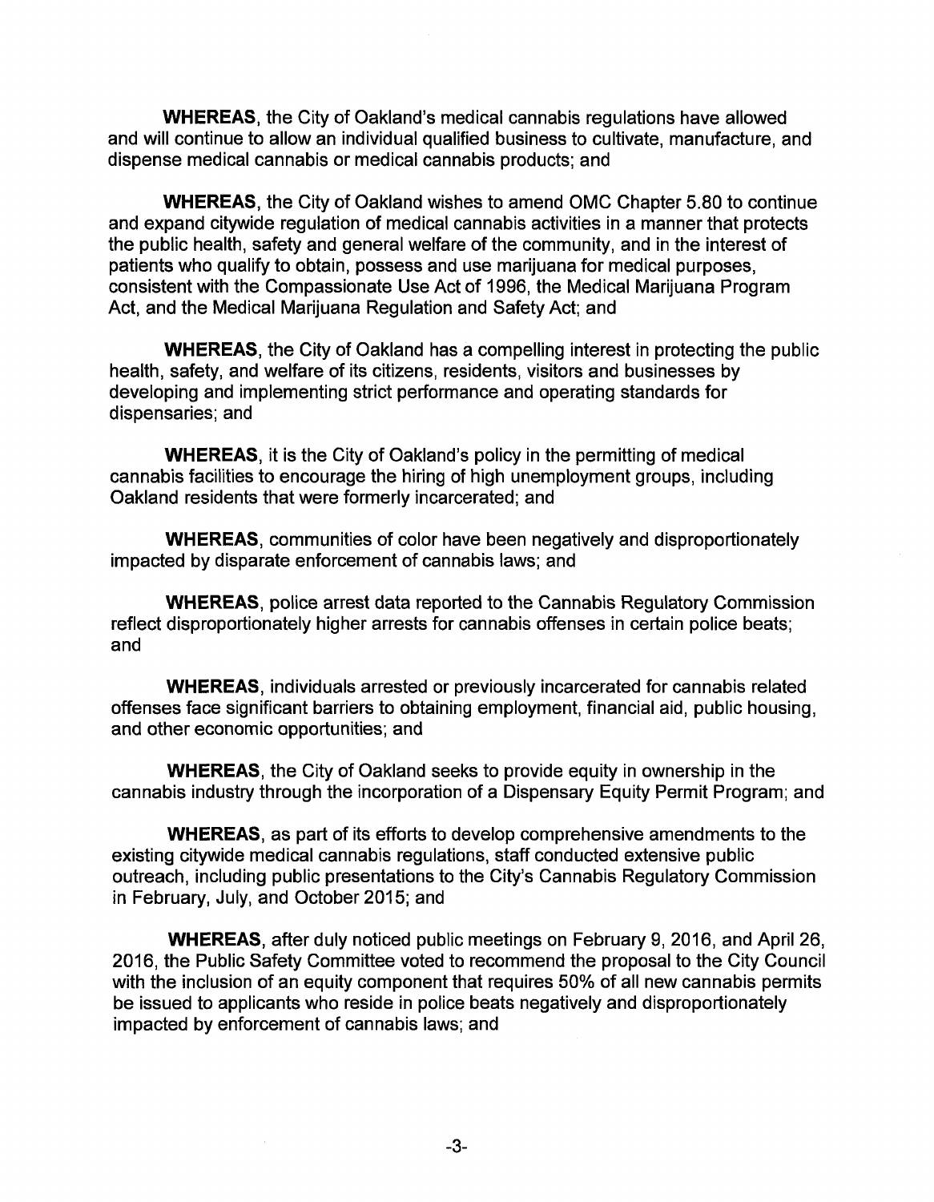**WHEREAS**, the City of Oakland's medical cannabis regulations have allowed and will continue to allow an individual qualified business to cultivate, manufacture, and dispense medical cannabis or medical cannabis products; and

**WHEREAS**, the City of Oakland wishes to amend OMC Chapter 5.80 to continue and expand citywide regulation of medical cannabis activities in a manner that protects the public health, safety and general welfare of the community, and in the interest of patients who qualify to obtain, possess and use marijuana for medical purposes, consistent with the Compassionate Use Act of 1996, the Medical Marijuana Program Act, and the Medical Marijuana Regulation and Safety Act; and

**WHEREAS**, the City of Oakland has a compelling interest in protecting the public health, safety, and welfare of its citizens, residents, visitors and businesses by developing and implementing strict performance and operating standards for dispensaries; and

**WHEREAS**, it is the City of Oakland's policy in the permitting of medical cannabis facilities to encourage the hiring of high unemployment groups, including Oakland residents that were formerly incarcerated; and

**WHEREAS**, communities of color have been negatively and disproportionately impacted by disparate enforcement of cannabis laws; and

**WHEREAS**, police arrest data reported to the Cannabis Regulatory Commission reflect disproportionately higher arrests for cannabis offenses in certain police beats; and

**WHEREAS**, individuals arrested or previously incarcerated for cannabis related offenses face significant barriers to obtaining employment, financial aid, public housing, and other economic opportunities; and

**WHEREAS**, the City of Oakland seeks to provide equity in ownership in the cannabis industry through the incorporation of a Dispensary Equity Permit Program; and

**WHEREAS**, as part of its efforts to develop comprehensive amendments to the existing citywide medical cannabis regulations, staff conducted extensive public outreach, including public presentations to the City's Cannabis Regulatory Commission in February, July, and October 2015; and

**WHEREAS**, after duly noticed public meetings on February 9, 2016, and April 26, 2016, the Public Safety Committee voted to recommend the proposal to the City Council with the inclusion of an equity component that requires 50% of all new cannabis permits be issued to applicants who reside in police beats negatively and disproportionately impacted by enforcement of cannabis laws; and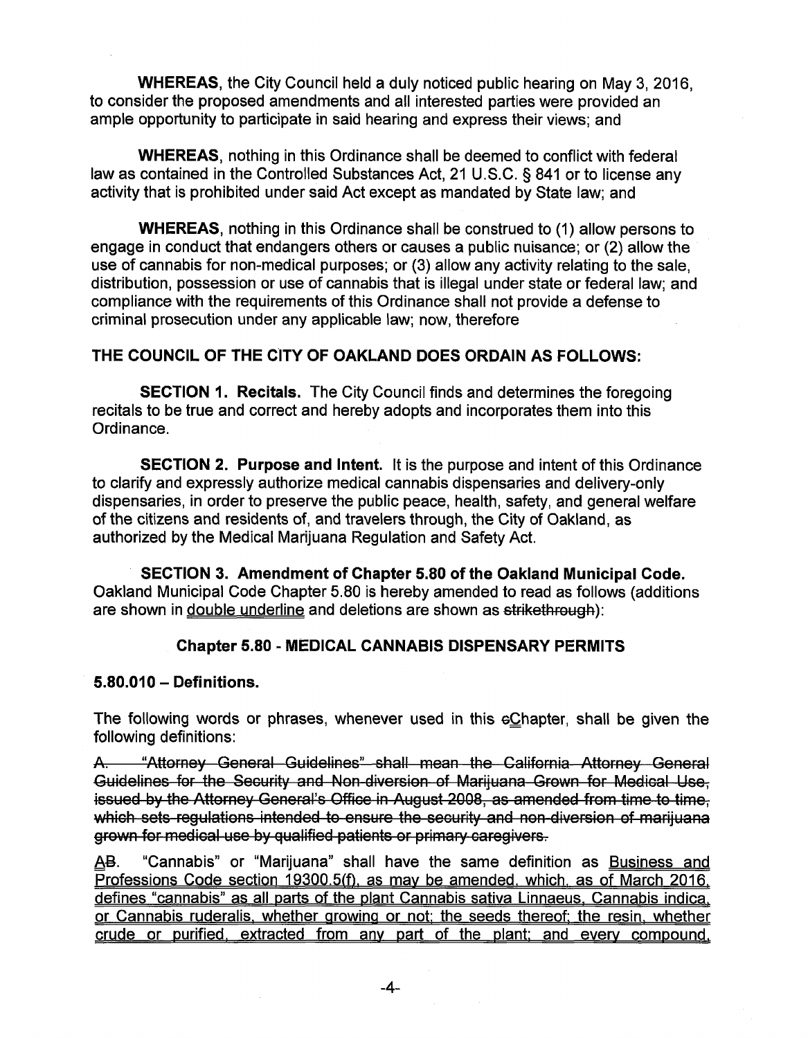**WHEREAS**, the City Council held a duly noticed public hearing on May 3, 2016, to consider the proposed amendments and all interested parties were provided an ample opportunity to participate in said hearing and express their views; and

**WHEREAS**, nothing in this Ordinance shall be deemed to conflict with federal law as contained in the Controlled Substances Act, 21 U.S.C. § 841 or to license any activity that is prohibited under said Act except as mandated by State law; and

**WHEREAS**, nothing in this Ordinance shall be construed to (1) allow persons to engage in conduct that endangers others or causes a public nuisance; or (2) allow the use of cannabis for non-medical purposes; or (3) allow any activity relating to the sale, distribution, possession or use of cannabis that is illegal under state or federal law; and compliance with the requirements of this Ordinance shall not provide a defense to criminal prosecution under any applicable law; now, therefore

**THE COUNCIL OF THE CITY OF OAKLAND DOES ORDAIN AS FOLLOWS:**

**SECTION 1. Recitals.** The City Council finds and determines the foregoing recitals to be true and correct and hereby adopts and incorporates them into this Ordinance.

**SECTION 2. Purpose and Intent.** It is the purpose and intent of this Ordinance to clarify and expressly authorize medical cannabis dispensaries and delivery-only dispensaries, in order to preserve the public peace, health, safety, and general welfare of the citizens and residents of, and travelers through, the City of Oakland, as authorized by the Medical Marijuana Regulation and Safety Act.

**SECTION 3. Amendment of Chapter 5.80 of the Oakland Municipal Code.** Oakland Municipal Code Chapter 5.80 is hereby amended to read as follows (additions are shown in <u>double underline</u> and deletions are shown as ~~strikethrough~~):

## Chapter 5.80 - MEDICAL CANNABIS DISPENSARY PERMITS

### 5.80.010 – Definitions.

The following words or phrases, whenever used in this ~~c~~<u>C</u>hapter, shall be given the following definitions:

~~A. "Attorney General Guidelines" shall mean the California Attorney General Guidelines for the Security and Non-diversion of Marijuana Grown for Medical Use, issued by the Attorney General's Office in August 2008, as amended from time to time, which sets regulations intended to ensure the security and non-diversion of marijuana grown for medical use by qualified patients or primary caregivers.~~

<u>A</u>~~B~~. "Cannabis" or "Marijuana" shall have the same definition as <u>Business and Professions Code section 19300.5(f), as may be amended, which, as of March 2016, defines "cannabis" as all parts of the plant Cannabis sativa Linnaeus, Cannabis indica, or Cannabis ruderalis, whether growing or not; the seeds thereof; the resin, whether crude or purified, extracted from any part of the plant; and every compound,</u>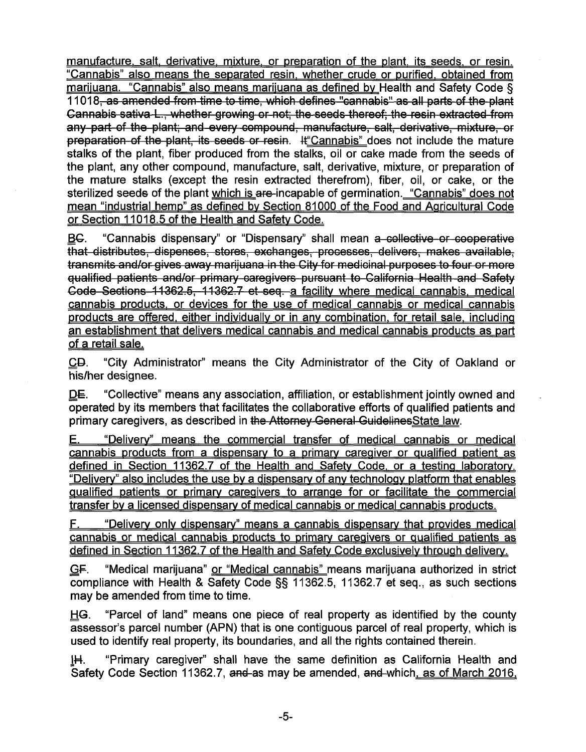manufacture, salt, derivative, mixture, or preparation of the plant, its seeds, or resin. "Cannabis" also means the separated resin, whether crude or purified, obtained from marijuana. "Cannabis" also means marijuana as defined by Health and Safety Code § 11018~~, as amended from time to time, which defines "cannabis" as all parts of the plant Cannabis sativa L., whether growing or not; the seeds thereof; the resin extracted from any part of the plant; and every compound, manufacture, salt, derivative, mixture, or preparation of the plant, its seeds or resin~~. ~~It~~"Cannabis" does not include the mature stalks of the plant, fiber produced from the stalks, oil or cake made from the seeds of the plant, any other compound, manufacture, salt, derivative, mixture, or preparation of the mature stalks (except the resin extracted therefrom), fiber, oil, or cake, or the sterilized seed~~s~~ of the plant which is ~~are~~ incapable of germination. "Cannabis" does not mean "industrial hemp" as defined by Section 81000 of the Food and Agricultural Code or Section 11018.5 of the Health and Safety Code.

B~~C~~. "Cannabis dispensary" or "Dispensary" shall mean ~~a collective or cooperative that distributes, dispenses, stores, exchanges, processes, delivers, makes available, transmits and/or gives away marijuana in the City for medicinal purposes to four or more qualified patients and/or primary caregivers pursuant to California Health and Safety Code Sections 11362.5, 11362.7 et seq.~~ a facility where medical cannabis, medical cannabis products, or devices for the use of medical cannabis or medical cannabis products are offered, either individually or in any combination, for retail sale, including an establishment that delivers medical cannabis and medical cannabis products as part of a retail sale.

C~~D~~. "City Administrator" means the City Administrator of the City of Oakland or his/her designee.

D~~E~~. "Collective" means any association, affiliation, or establishment jointly owned and operated by its members that facilitates the collaborative efforts of qualified patients and primary caregivers, as described in ~~the Attorney General Guidelines~~State law.

E. "Delivery" means the commercial transfer of medical cannabis or medical cannabis products from a dispensary to a primary caregiver or qualified patient as defined in Section 11362.7 of the Health and Safety Code, or a testing laboratory. "Delivery" also includes the use by a dispensary of any technology platform that enables qualified patients or primary caregivers to arrange for or facilitate the commercial transfer by a licensed dispensary of medical cannabis or medical cannabis products.

F. "Delivery only dispensary" means a cannabis dispensary that provides medical cannabis or medical cannabis products to primary caregivers or qualified patients as defined in Section 11362.7 of the Health and Safety Code exclusively through delivery.

G~~F~~. "Medical marijuana" or "Medical cannabis" means marijuana authorized in strict compliance with Health & Safety Code §§ 11362.5, 11362.7 et seq., as such sections may be amended from time to time.

H~~G~~. "Parcel of land" means one piece of real property as identified by the county assessor's parcel number (APN) that is one contiguous parcel of real property, which is used to identify real property, its boundaries, and all the rights contained therein.

I~~H~~. "Primary caregiver" shall have the same definition as California Health and Safety Code Section 11362.7, ~~and~~ as may be amended, ~~and~~ which, as of March 2016,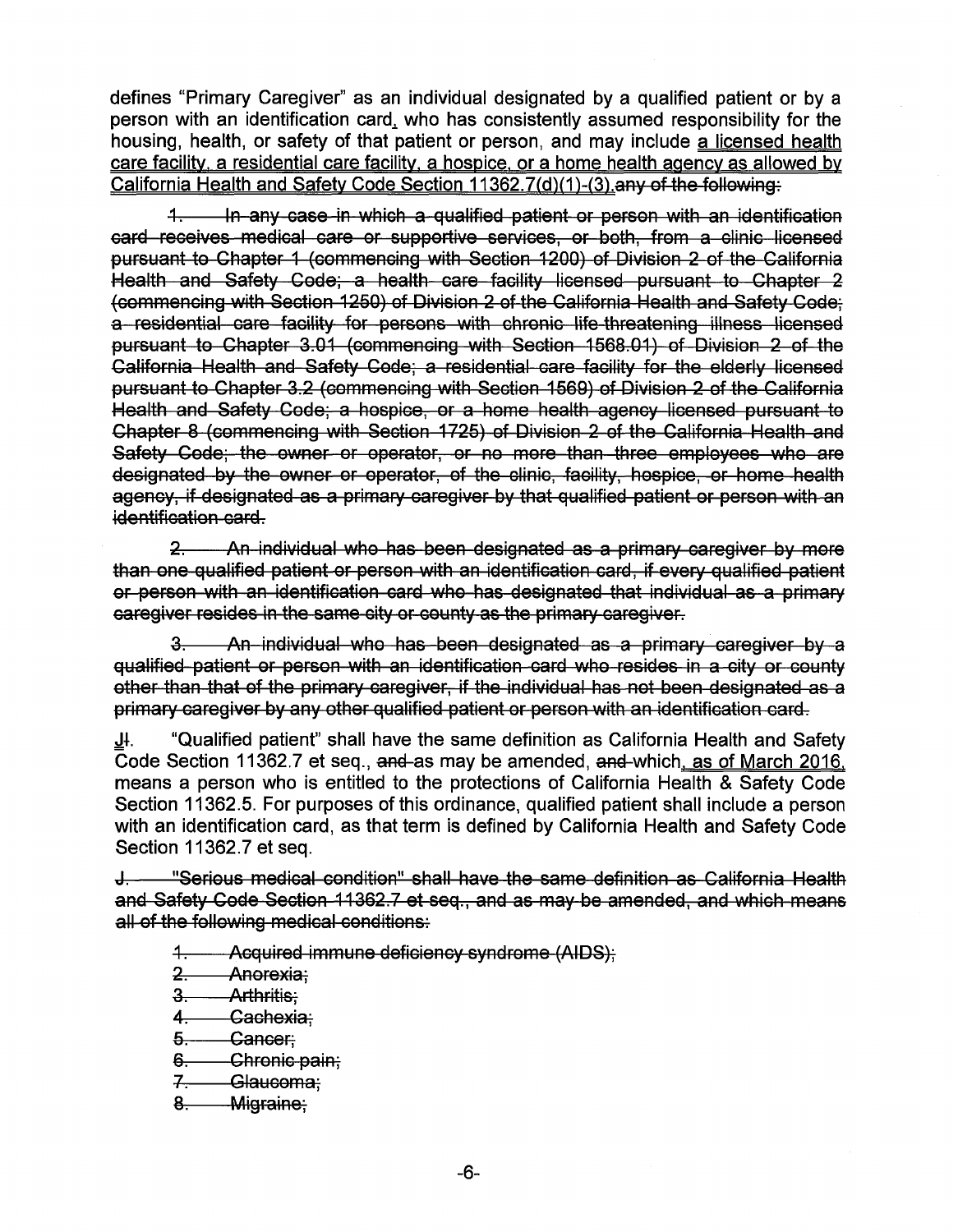defines "Primary Caregiver" as an individual designated by a qualified patient or by a person with an identification card, who has consistently assumed responsibility for the housing, health, or safety of that patient or person, and may include <u>a licensed health care facility, a residential care facility, a hospice, or a home health agency as allowed by California Health and Safety Code Section 11362.7(d)(1)-(3).</u>~~any of the following:~~

~~1. In any case in which a qualified patient or person with an identification card receives medical care or supportive services, or both, from a clinic licensed pursuant to Chapter 1 (commencing with Section 1200) of Division 2 of the California Health and Safety Code; a health care facility licensed pursuant to Chapter 2 (commencing with Section 1250) of Division 2 of the California Health and Safety Code; a residential care facility for persons with chronic life-threatening illness licensed pursuant to Chapter 3.01 (commencing with Section 1568.01) of Division 2 of the California Health and Safety Code; a residential care facility for the elderly licensed pursuant to Chapter 3.2 (commencing with Section 1569) of Division 2 of the California Health and Safety Code; a hospice, or a home health agency licensed pursuant to Chapter 8 (commencing with Section 1725) of Division 2 of the California Health and Safety Code; the owner or operator, or no more than three employees who are designated by the owner or operator, of the clinic, facility, hospice, or home health agency, if designated as a primary caregiver by that qualified patient or person with an identification card.~~

~~2. An individual who has been designated as a primary caregiver by more than one qualified patient or person with an identification card, if every qualified patient or person with an identification card who has designated that individual as a primary caregiver resides in the same city or county as the primary caregiver.~~

~~3. An individual who has been designated as a primary caregiver by a qualified patient or person with an identification card who resides in a city or county other than that of the primary caregiver, if the individual has not been designated as a primary caregiver by any other qualified patient or person with an identification card.~~

<u>J</u>~~I~~. "Qualified patient" shall have the same definition as California Health and Safety Code Section 11362.7 et seq., ~~and~~ as may be amended, ~~and~~ which<u>, as of March 2016,</u> means a person who is entitled to the protections of California Health & Safety Code Section 11362.5. For purposes of this ordinance, qualified patient shall include a person with an identification card, as that term is defined by California Health and Safety Code Section 11362.7 et seq.

~~J. "Serious medical condition" shall have the same definition as California Health and Safety Code Section 11362.7 et seq., and as may be amended, and which means all of the following medical conditions:~~

~~1. Acquired immune deficiency syndrome (AIDS);~~
~~2. Anorexia;~~
~~3. Arthritis;~~
~~4. Cachexia;~~
~~5. Cancer;~~
~~6. Chronic pain;~~
~~7. Glaucoma;~~
~~8. Migraine;~~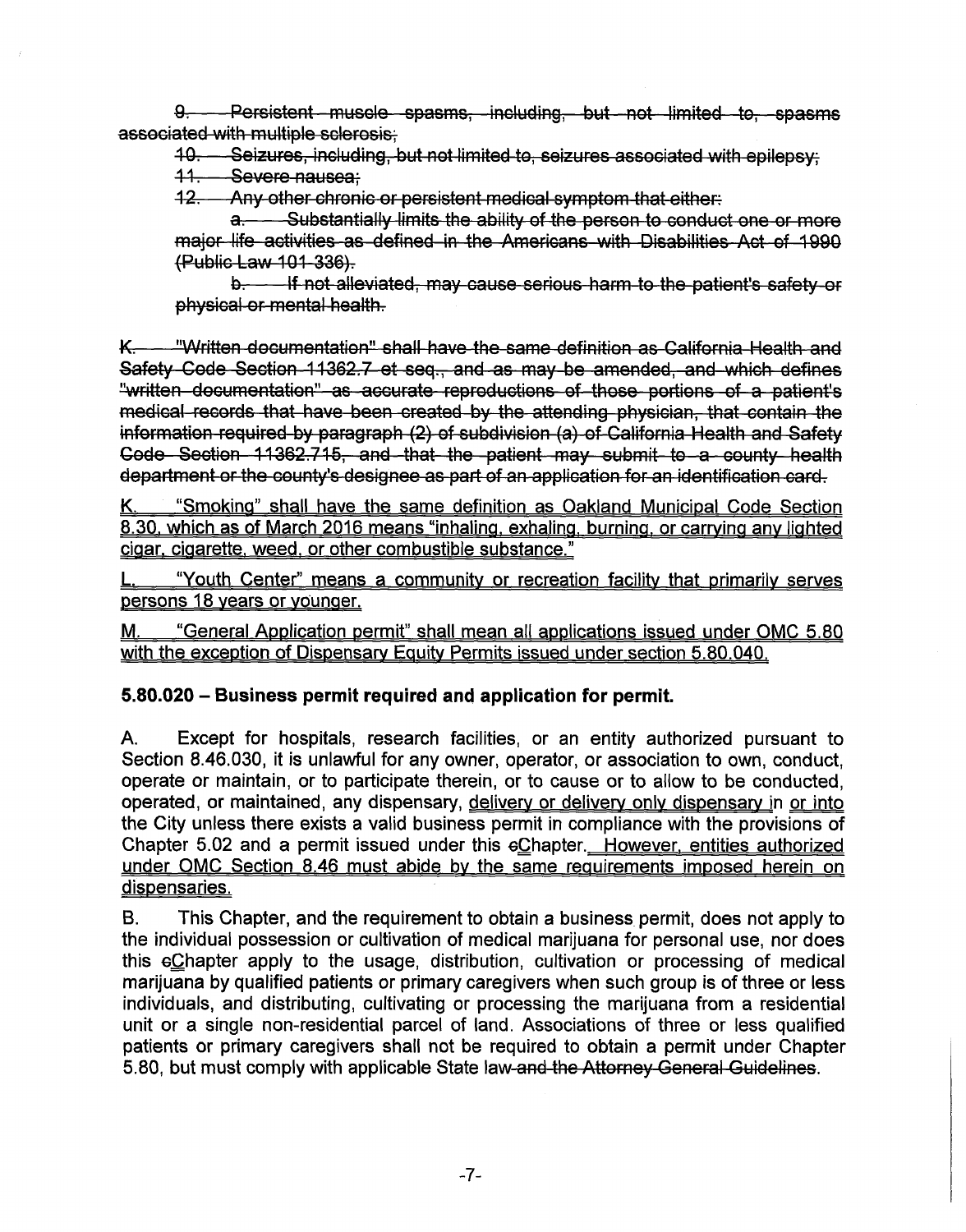~~9. Persistent muscle spasms, including, but not limited to, spasms associated with multiple sclerosis;~~

~~10. Seizures, including, but not limited to, seizures associated with epilepsy;~~

~~11. Severe nausea;~~

~~12. Any other chronic or persistent medical symptom that either:~~

~~a. Substantially limits the ability of the person to conduct one or more major life activities as defined in the Americans with Disabilities Act of 1990 (Public Law 101-336).~~

~~b. If not alleviated, may cause serious harm to the patient's safety or physical or mental health.~~

~~K. "Written documentation" shall have the same definition as California Health and Safety Code Section 11362.7 et seq., and as may be amended, and which defines "written documentation" as accurate reproductions of those portions of a patient's medical records that have been created by the attending physician, that contain the information required by paragraph (2) of subdivision (a) of California Health and Safety Code Section 11362.715, and that the patient may submit to a county health department or the county's designee as part of an application for an identification card.~~

<u>K. "Smoking" shall have the same definition as Oakland Municipal Code Section 8.30, which as of March 2016 means "inhaling, exhaling, burning, or carrying any lighted cigar, cigarette, weed, or other combustible substance."</u>

<u>L. "Youth Center" means a community or recreation facility that primarily serves persons 18 years or younger.</u>

<u>M. "General Application permit" shall mean all applications issued under OMC 5.80 with the exception of Dispensary Equity Permits issued under section 5.80.040.</u>

**5.80.020 – Business permit required and application for permit.**

A. Except for hospitals, research facilities, or an entity authorized pursuant to Section 8.46.030, it is unlawful for any owner, operator, or association to own, conduct, operate or maintain, or to participate therein, or to cause or to allow to be conducted, operated, or maintained, any dispensary, <u>delivery or delivery only dispensary</u> in <u>or into</u> the City unless there exists a valid business permit in compliance with the provisions of Chapter 5.02 and a permit issued under this ~~c~~<u>C</u>hapter. <u>However, entities authorized under OMC Section 8.46 must abide by the same requirements imposed herein on dispensaries.</u>

B. This Chapter, and the requirement to obtain a business permit, does not apply to the individual possession or cultivation of medical marijuana for personal use, nor does this ~~c~~<u>C</u>hapter apply to the usage, distribution, cultivation or processing of medical marijuana by qualified patients or primary caregivers when such group is of three or less individuals, and distributing, cultivating or processing the marijuana from a residential unit or a single non-residential parcel of land. Associations of three or less qualified patients or primary caregivers shall not be required to obtain a permit under Chapter 5.80, but must comply with applicable State law~~ and the Attorney General Guidelines~~.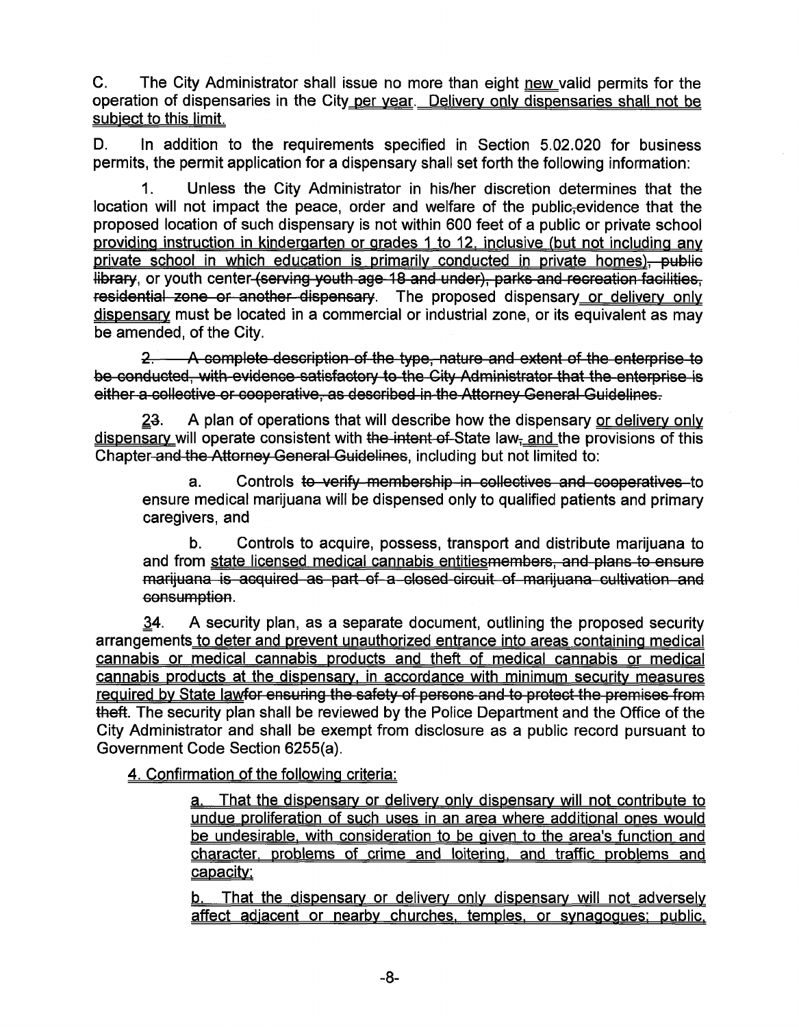C. The City Administrator shall issue no more than eight <u>new</u> valid permits for the operation of dispensaries in the City <u>per year. Delivery only dispensaries shall not be subject to this limit.</u>

D. In addition to the requirements specified in Section 5.02.020 for business permits, the permit application for a dispensary shall set forth the following information:

1. Unless the City Administrator in his/her discretion determines that the location will not impact the peace, order and welfare of the public~~,~~ evidence that the proposed location of such dispensary is not within 600 feet of a public or private school <u>providing instruction in kindergarten or grades 1 to 12, inclusive (but not including any private school in which education is primarily conducted in private homes)</u>~~, public library~~, or youth center ~~(serving youth age 18 and under), parks and recreation facilities, residential zone or another dispensary~~. The proposed dispensary <u>or delivery only dispensary</u> must be located in a commercial or industrial zone, or its equivalent as may be amended, of the City.

~~2. A complete description of the type, nature and extent of the enterprise to be conducted, with evidence satisfactory to the City Administrator that the enterprise is either a collective or cooperative, as described in the Attorney General Guidelines.~~

<u>2</u>~~3~~. A plan of operations that will describe how the dispensary <u>or delivery only dispensary</u> will operate consistent with ~~the intent of~~ State law~~,~~ <u>and</u> the provisions of this Chapter ~~and the Attorney General Guidelines~~, including but not limited to:

a. Controls ~~to verify membership in collectives and cooperatives~~ to ensure medical marijuana will be dispensed only to qualified patients and primary caregivers, and

b. Controls to acquire, possess, transport and distribute marijuana to and from <u>state licensed medical cannabis entities</u>~~members, and plans to ensure marijuana is acquired as part of a closed circuit of marijuana cultivation and consumption~~.

<u>3</u>~~4~~. A security plan, as a separate document, outlining the proposed security arrangements <u>to deter and prevent unauthorized entrance into areas containing medical cannabis or medical cannabis products and theft of medical cannabis or medical cannabis products at the dispensary, in accordance with minimum security measures required by State law</u>~~for ensuring the safety of persons and to protect the premises from theft~~. The security plan shall be reviewed by the Police Department and the Office of the City Administrator and shall be exempt from disclosure as a public record pursuant to Government Code Section 6255(a).

<u>4. Confirmation of the following criteria:</u>

<u>a. That the dispensary or delivery only dispensary will not contribute to undue proliferation of such uses in an area where additional ones would be undesirable, with consideration to be given to the area's function and character, problems of crime and loitering, and traffic problems and capacity;</u>

<u>b. That the dispensary or delivery only dispensary will not adversely affect adjacent or nearby churches, temples, or synagogues; public,</u>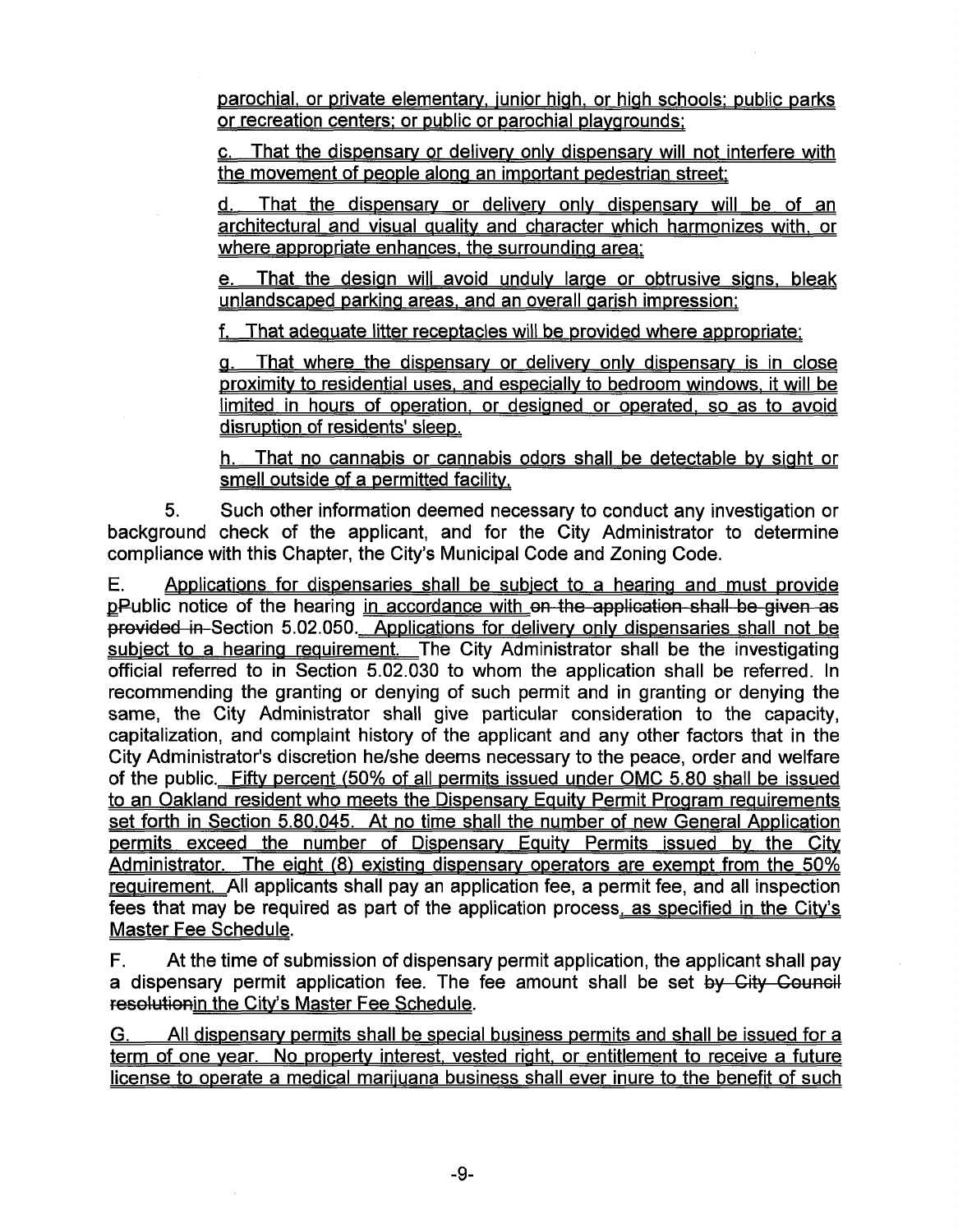parochial, or private elementary, junior high, or high schools; public parks or recreation centers; or public or parochial playgrounds;

c. That the dispensary or delivery only dispensary will not interfere with the movement of people along an important pedestrian street;

d. That the dispensary or delivery only dispensary will be of an architectural and visual quality and character which harmonizes with, or where appropriate enhances, the surrounding area;

e. That the design will avoid unduly large or obtrusive signs, bleak unlandscaped parking areas, and an overall garish impression;

f. That adequate litter receptacles will be provided where appropriate;

g. That where the dispensary or delivery only dispensary is in close proximity to residential uses, and especially to bedroom windows, it will be limited in hours of operation, or designed or operated, so as to avoid disruption of residents' sleep.

h. That no cannabis or cannabis odors shall be detectable by sight or smell outside of a permitted facility.

5. Such other information deemed necessary to conduct any investigation or background check of the applicant, and for the City Administrator to determine compliance with this Chapter, the City's Municipal Code and Zoning Code.

E. Applications for dispensaries shall be subject to a hearing and must provide pPublic notice of the hearing in accordance with ~~on the application shall be given as provided in~~ Section 5.02.050. Applications for delivery only dispensaries shall not be subject to a hearing requirement. The City Administrator shall be the investigating official referred to in Section 5.02.030 to whom the application shall be referred. In recommending the granting or denying of such permit and in granting or denying the same, the City Administrator shall give particular consideration to the capacity, capitalization, and complaint history of the applicant and any other factors that in the City Administrator's discretion he/she deems necessary to the peace, order and welfare of the public. Fifty percent (50% of all permits issued under OMC 5.80 shall be issued to an Oakland resident who meets the Dispensary Equity Permit Program requirements set forth in Section 5.80.045. At no time shall the number of new General Application permits exceed the number of Dispensary Equity Permits issued by the City Administrator. The eight (8) existing dispensary operators are exempt from the 50% requirement. All applicants shall pay an application fee, a permit fee, and all inspection fees that may be required as part of the application process, as specified in the City's Master Fee Schedule.

F. At the time of submission of dispensary permit application, the applicant shall pay a dispensary permit application fee. The fee amount shall be set ~~by City Council resolution~~in the City's Master Fee Schedule.

G. All dispensary permits shall be special business permits and shall be issued for a term of one year. No property interest, vested right, or entitlement to receive a future license to operate a medical marijuana business shall ever inure to the benefit of such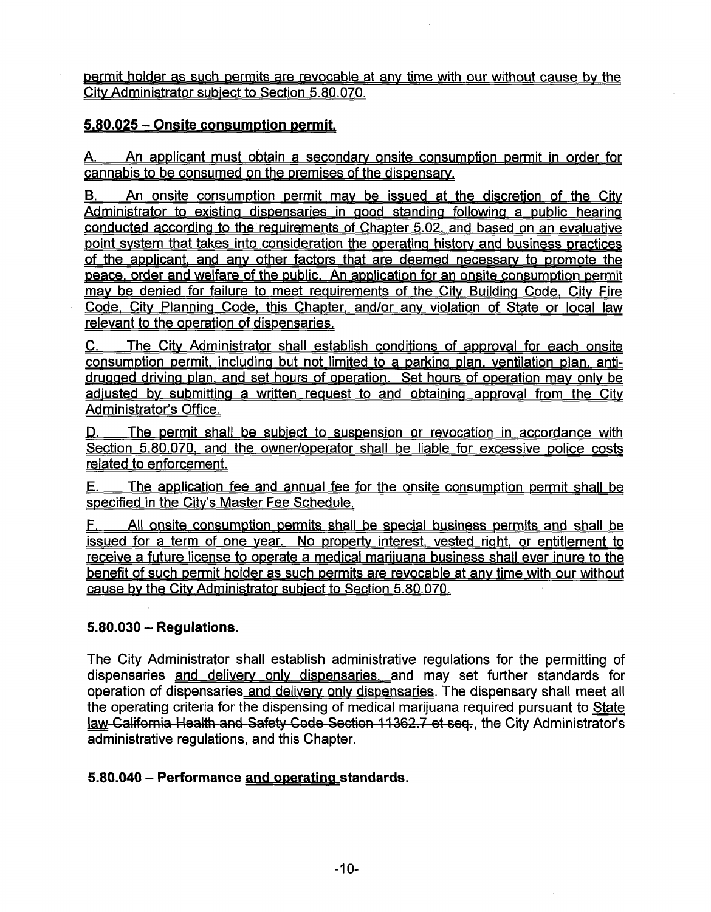permit holder as such permits are revocable at any time with our without cause by the City Administrator subject to Section 5.80.070.

## 5.80.025 – Onsite consumption permit.

A. An applicant must obtain a secondary onsite consumption permit in order for cannabis to be consumed on the premises of the dispensary.

B. An onsite consumption permit may be issued at the discretion of the City Administrator to existing dispensaries in good standing following a public hearing conducted according to the requirements of Chapter 5.02, and based on an evaluative point system that takes into consideration the operating history and business practices of the applicant, and any other factors that are deemed necessary to promote the peace, order and welfare of the public. An application for an onsite consumption permit may be denied for failure to meet requirements of the City Building Code, City Fire Code, City Planning Code, this Chapter, and/or any violation of State or local law relevant to the operation of dispensaries.

C. The City Administrator shall establish conditions of approval for each onsite consumption permit, including but not limited to a parking plan, ventilation plan, anti-drugged driving plan, and set hours of operation. Set hours of operation may only be adjusted by submitting a written request to and obtaining approval from the City Administrator's Office.

D. The permit shall be subject to suspension or revocation in accordance with Section 5.80.070, and the owner/operator shall be liable for excessive police costs related to enforcement.

E. The application fee and annual fee for the onsite consumption permit shall be specified in the City's Master Fee Schedule.

F. All onsite consumption permits shall be special business permits and shall be issued for a term of one year. No property interest, vested right, or entitlement to receive a future license to operate a medical marijuana business shall ever inure to the benefit of such permit holder as such permits are revocable at any time with our without cause by the City Administrator subject to Section 5.80.070.

## 5.80.030 – Regulations.

The City Administrator shall establish administrative regulations for the permitting of dispensaries and delivery only dispensaries, and may set further standards for operation of dispensaries and delivery only dispensaries. The dispensary shall meet all the operating criteria for the dispensing of medical marijuana required pursuant to State law ~~California Health and Safety Code Section 11362.7 et seq.~~, the City Administrator's administrative regulations, and this Chapter.

## 5.80.040 – Performance and operating standards.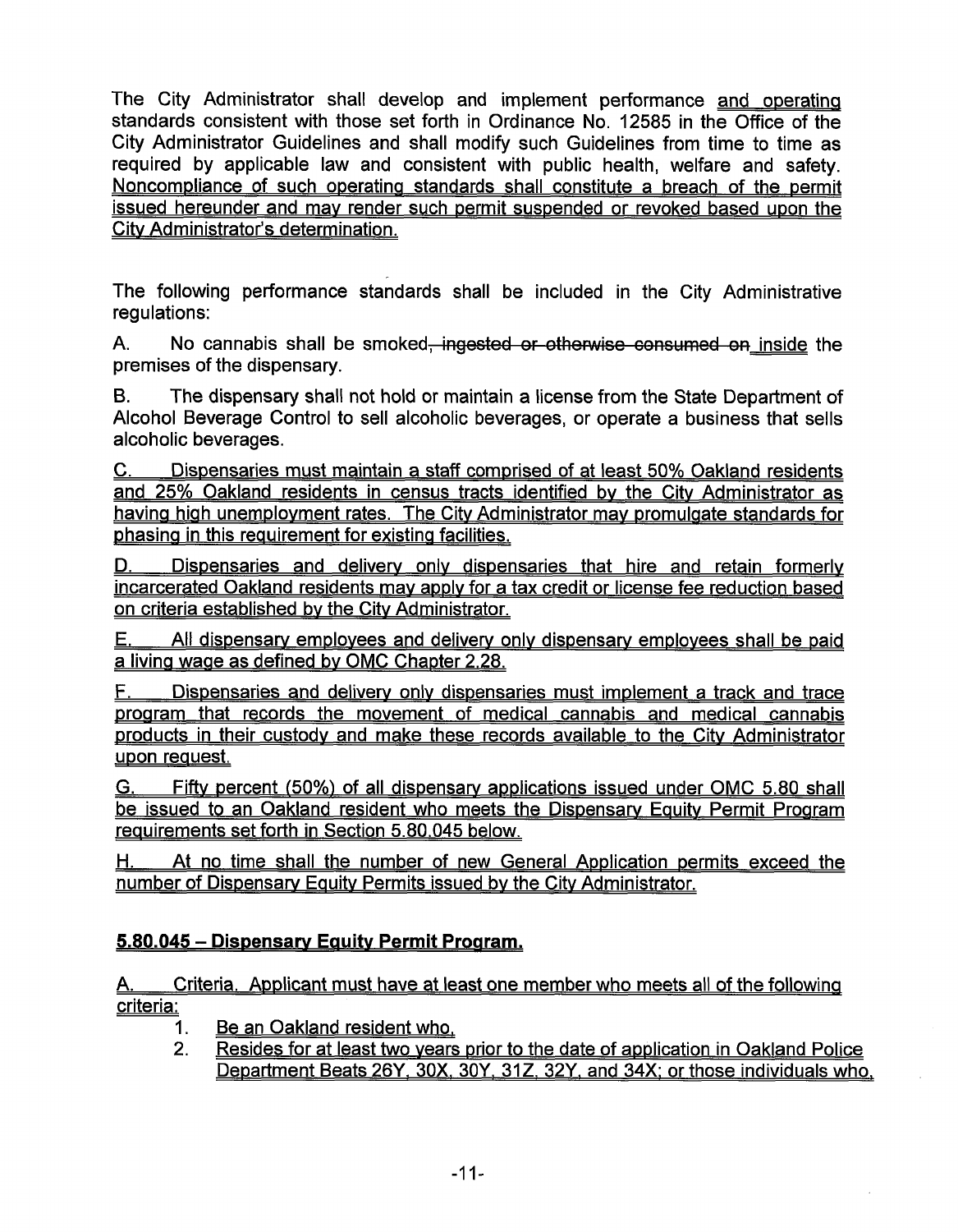The City Administrator shall develop and implement performance and operating standards consistent with those set forth in Ordinance No. 12585 in the Office of the City Administrator Guidelines and shall modify such Guidelines from time to time as required by applicable law and consistent with public health, welfare and safety. Noncompliance of such operating standards shall constitute a breach of the permit issued hereunder and may render such permit suspended or revoked based upon the City Administrator's determination.

The following performance standards shall be included in the City Administrative regulations:

A. No cannabis shall be smoked~~, ingested or otherwise consumed on~~ inside the premises of the dispensary.

B. The dispensary shall not hold or maintain a license from the State Department of Alcohol Beverage Control to sell alcoholic beverages, or operate a business that sells alcoholic beverages.

C. Dispensaries must maintain a staff comprised of at least 50% Oakland residents and 25% Oakland residents in census tracts identified by the City Administrator as having high unemployment rates. The City Administrator may promulgate standards for phasing in this requirement for existing facilities.

D. Dispensaries and delivery only dispensaries that hire and retain formerly incarcerated Oakland residents may apply for a tax credit or license fee reduction based on criteria established by the City Administrator.

E. All dispensary employees and delivery only dispensary employees shall be paid a living wage as defined by OMC Chapter 2.28.

F. Dispensaries and delivery only dispensaries must implement a track and trace program that records the movement of medical cannabis and medical cannabis products in their custody and make these records available to the City Administrator upon request.

G. Fifty percent (50%) of all dispensary applications issued under OMC 5.80 shall be issued to an Oakland resident who meets the Dispensary Equity Permit Program requirements set forth in Section 5.80.045 below.

H. At no time shall the number of new General Application permits exceed the number of Dispensary Equity Permits issued by the City Administrator.

**5.80.045 – Dispensary Equity Permit Program.**

A. Criteria. Applicant must have at least one member who meets all of the following criteria:

1. Be an Oakland resident who,
2. Resides for at least two years prior to the date of application in Oakland Police Department Beats 26Y, 30X, 30Y, 31Z, 32Y, and 34X; or those individuals who,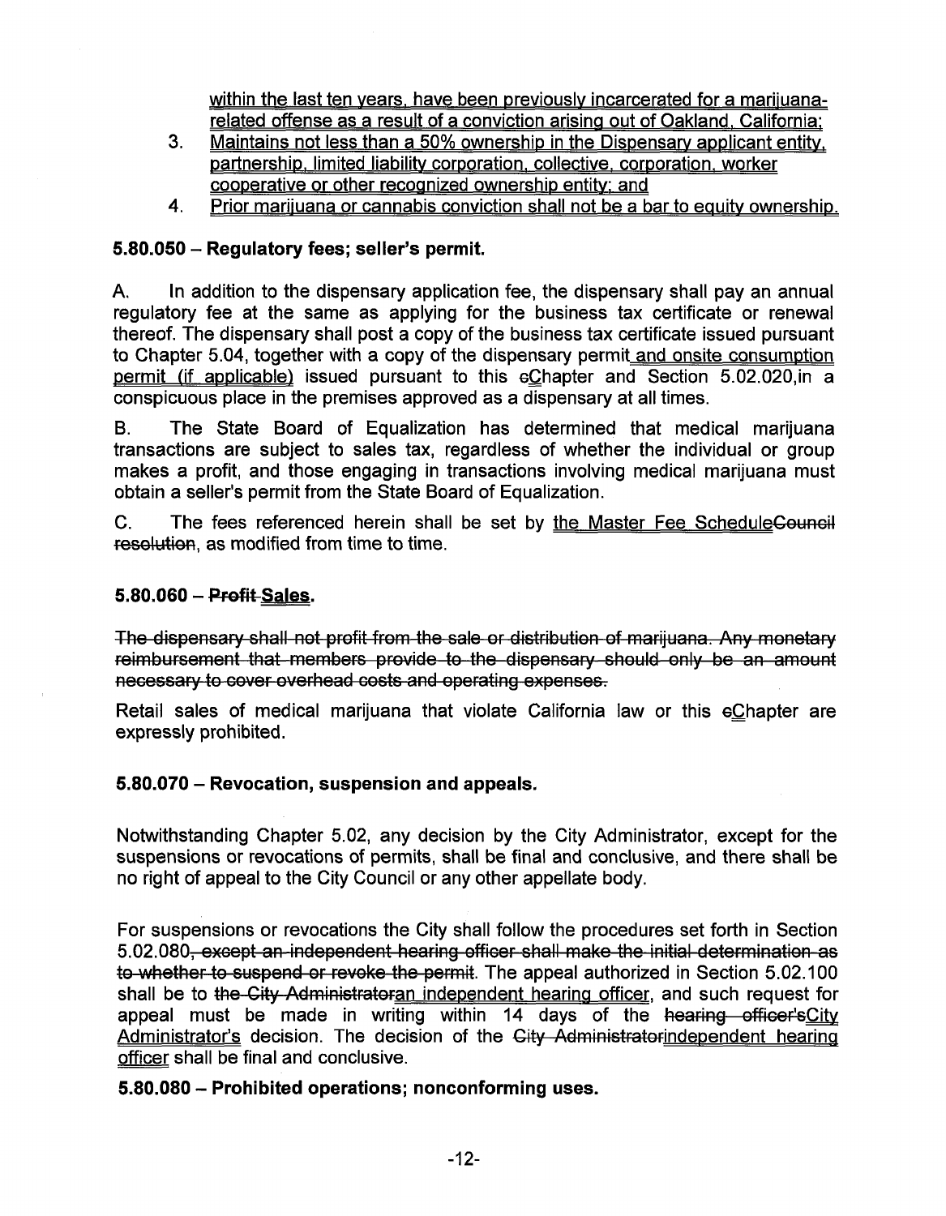within the last ten years, have been previously incarcerated for a marijuana-related offense as a result of a conviction arising out of Oakland, California;

3. Maintains not less than a 50% ownership in the Dispensary applicant entity, partnership, limited liability corporation, collective, corporation, worker cooperative or other recognized ownership entity; and
4. Prior marijuana or cannabis conviction shall not be a bar to equity ownership.

**5.80.050 – Regulatory fees; seller's permit.**

A. In addition to the dispensary application fee, the dispensary shall pay an annual regulatory fee at the same as applying for the business tax certificate or renewal thereof. The dispensary shall post a copy of the business tax certificate issued pursuant to Chapter 5.04, together with a copy of the dispensary permit and onsite consumption permit (if applicable) issued pursuant to this ~~c~~Chapter and Section 5.02.020,in a conspicuous place in the premises approved as a dispensary at all times.

B. The State Board of Equalization has determined that medical marijuana transactions are subject to sales tax, regardless of whether the individual or group makes a profit, and those engaging in transactions involving medical marijuana must obtain a seller's permit from the State Board of Equalization.

C. The fees referenced herein shall be set by the Master Fee Schedule~~Council resolution~~, as modified from time to time.

**5.80.060 – ~~Profit~~ Sales.**

~~The dispensary shall not profit from the sale or distribution of marijuana. Any monetary reimbursement that members provide to the dispensary should only be an amount necessary to cover overhead costs and operating expenses.~~

Retail sales of medical marijuana that violate California law or this ~~c~~Chapter are expressly prohibited.

**5.80.070 – Revocation, suspension and appeals.**

Notwithstanding Chapter 5.02, any decision by the City Administrator, except for the suspensions or revocations of permits, shall be final and conclusive, and there shall be no right of appeal to the City Council or any other appellate body.

For suspensions or revocations the City shall follow the procedures set forth in Section 5.02.080~~, except an independent hearing officer shall make the initial determination as to whether to suspend or revoke the permit~~. The appeal authorized in Section 5.02.100 shall be to ~~the City Administrator~~an independent hearing officer, and such request for appeal must be made in writing within 14 days of the ~~hearing officer's~~City Administrator's decision. The decision of the ~~City Administrator~~independent hearing officer shall be final and conclusive.

**5.80.080 – Prohibited operations; nonconforming uses.**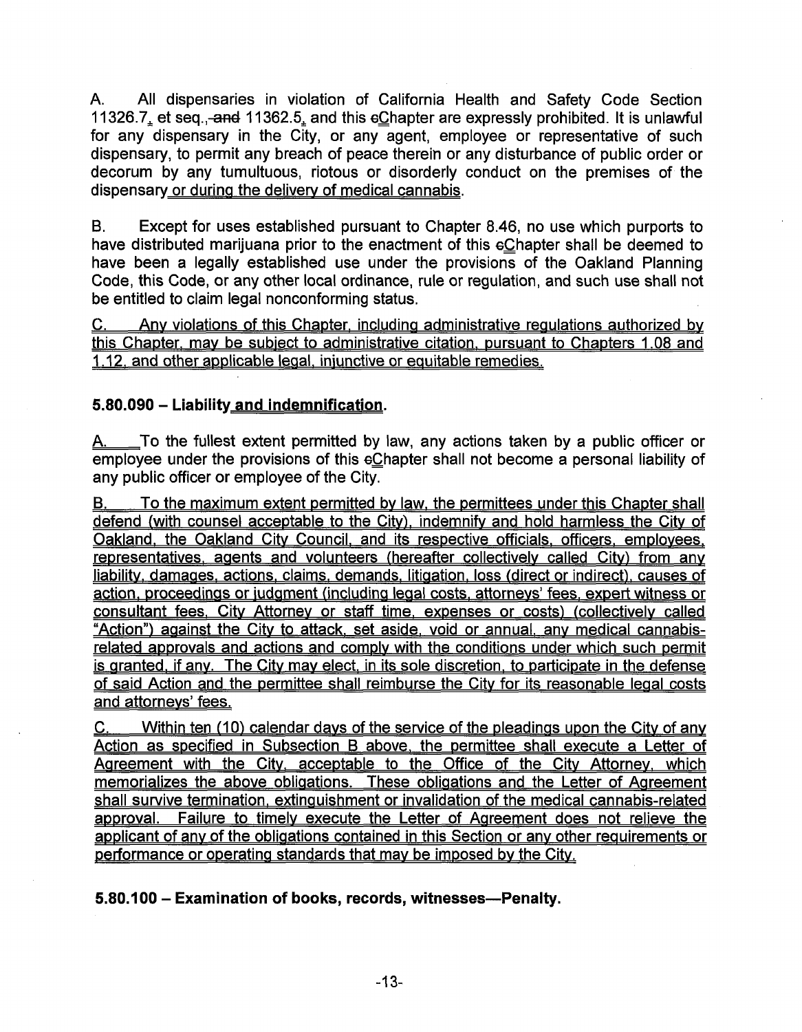A. All dispensaries in violation of California Health and Safety Code Section 11326.7, et seq., and 11362.5, and this Chapter are expressly prohibited. It is unlawful for any dispensary in the City, or any agent, employee or representative of such dispensary, to permit any breach of peace therein or any disturbance of public order or decorum by any tumultuous, riotous or disorderly conduct on the premises of the dispensary or during the delivery of medical cannabis.

B. Except for uses established pursuant to Chapter 8.46, no use which purports to have distributed marijuana prior to the enactment of this Chapter shall be deemed to have been a legally established use under the provisions of the Oakland Planning Code, this Code, or any other local ordinance, rule or regulation, and such use shall not be entitled to claim legal nonconforming status.

C. Any violations of this Chapter, including administrative regulations authorized by this Chapter, may be subject to administrative citation, pursuant to Chapters 1.08 and 1.12, and other applicable legal, injunctive or equitable remedies.

**5.80.090 – Liability and indemnification.**

A. To the fullest extent permitted by law, any actions taken by a public officer or employee under the provisions of this Chapter shall not become a personal liability of any public officer or employee of the City.

B. To the maximum extent permitted by law, the permittees under this Chapter shall defend (with counsel acceptable to the City), indemnify and hold harmless the City of Oakland, the Oakland City Council, and its respective officials, officers, employees, representatives, agents and volunteers (hereafter collectively called City) from any liability, damages, actions, claims, demands, litigation, loss (direct or indirect), causes of action, proceedings or judgment (including legal costs, attorneys' fees, expert witness or consultant fees, City Attorney or staff time, expenses or costs) (collectively called "Action") against the City to attack, set aside, void or annual, any medical cannabis-related approvals and actions and comply with the conditions under which such permit is granted, if any. The City may elect, in its sole discretion, to participate in the defense of said Action and the permittee shall reimburse the City for its reasonable legal costs and attorneys' fees.

C. Within ten (10) calendar days of the service of the pleadings upon the City of any Action as specified in Subsection B above, the permittee shall execute a Letter of Agreement with the City, acceptable to the Office of the City Attorney, which memorializes the above obligations. These obligations and the Letter of Agreement shall survive termination, extinguishment or invalidation of the medical cannabis-related approval. Failure to timely execute the Letter of Agreement does not relieve the applicant of any of the obligations contained in this Section or any other requirements or performance or operating standards that may be imposed by the City.

**5.80.100 – Examination of books, records, witnesses—Penalty.**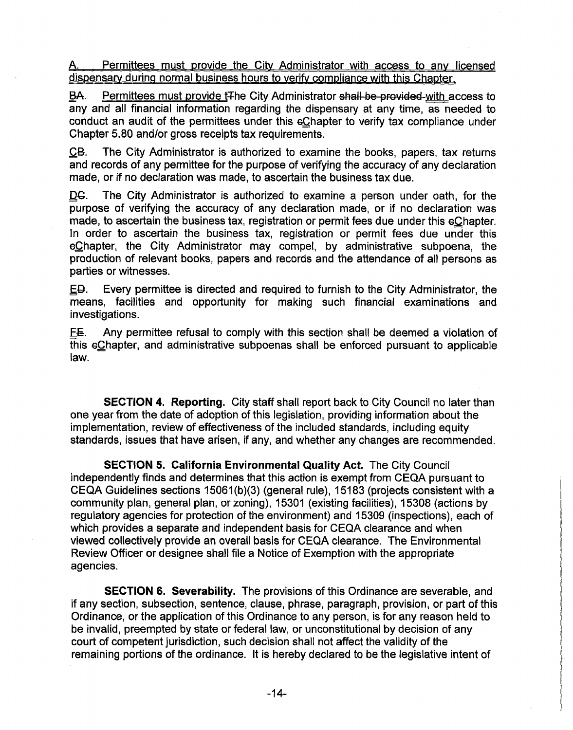A. Permittees must provide the City Administrator with access to any licensed dispensary during normal business hours to verify compliance with this Chapter.

BA. Permittees must provide tThe City Administrator ~~shall be provided~~ with access to any and all financial information regarding the dispensary at any time, as needed to conduct an audit of the permittees under this cChapter to verify tax compliance under Chapter 5.80 and/or gross receipts tax requirements.

CB. The City Administrator is authorized to examine the books, papers, tax returns and records of any permittee for the purpose of verifying the accuracy of any declaration made, or if no declaration was made, to ascertain the business tax due.

DC. The City Administrator is authorized to examine a person under oath, for the purpose of verifying the accuracy of any declaration made, or if no declaration was made, to ascertain the business tax, registration or permit fees due under this cChapter. In order to ascertain the business tax, registration or permit fees due under this cChapter, the City Administrator may compel, by administrative subpoena, the production of relevant books, papers and records and the attendance of all persons as parties or witnesses.

ED. Every permittee is directed and required to furnish to the City Administrator, the means, facilities and opportunity for making such financial examinations and investigations.

FE. Any permittee refusal to comply with this section shall be deemed a violation of this cChapter, and administrative subpoenas shall be enforced pursuant to applicable law.

**SECTION 4. Reporting.** City staff shall report back to City Council no later than one year from the date of adoption of this legislation, providing information about the implementation, review of effectiveness of the included standards, including equity standards, issues that have arisen, if any, and whether any changes are recommended.

**SECTION 5. California Environmental Quality Act.** The City Council independently finds and determines that this action is exempt from CEQA pursuant to CEQA Guidelines sections 15061(b)(3) (general rule), 15183 (projects consistent with a community plan, general plan, or zoning), 15301 (existing facilities), 15308 (actions by regulatory agencies for protection of the environment) and 15309 (inspections), each of which provides a separate and independent basis for CEQA clearance and when viewed collectively provide an overall basis for CEQA clearance. The Environmental Review Officer or designee shall file a Notice of Exemption with the appropriate agencies.

**SECTION 6. Severability.** The provisions of this Ordinance are severable, and if any section, subsection, sentence, clause, phrase, paragraph, provision, or part of this Ordinance, or the application of this Ordinance to any person, is for any reason held to be invalid, preempted by state or federal law, or unconstitutional by decision of any court of competent jurisdiction, such decision shall not affect the validity of the remaining portions of the ordinance. It is hereby declared to be the legislative intent of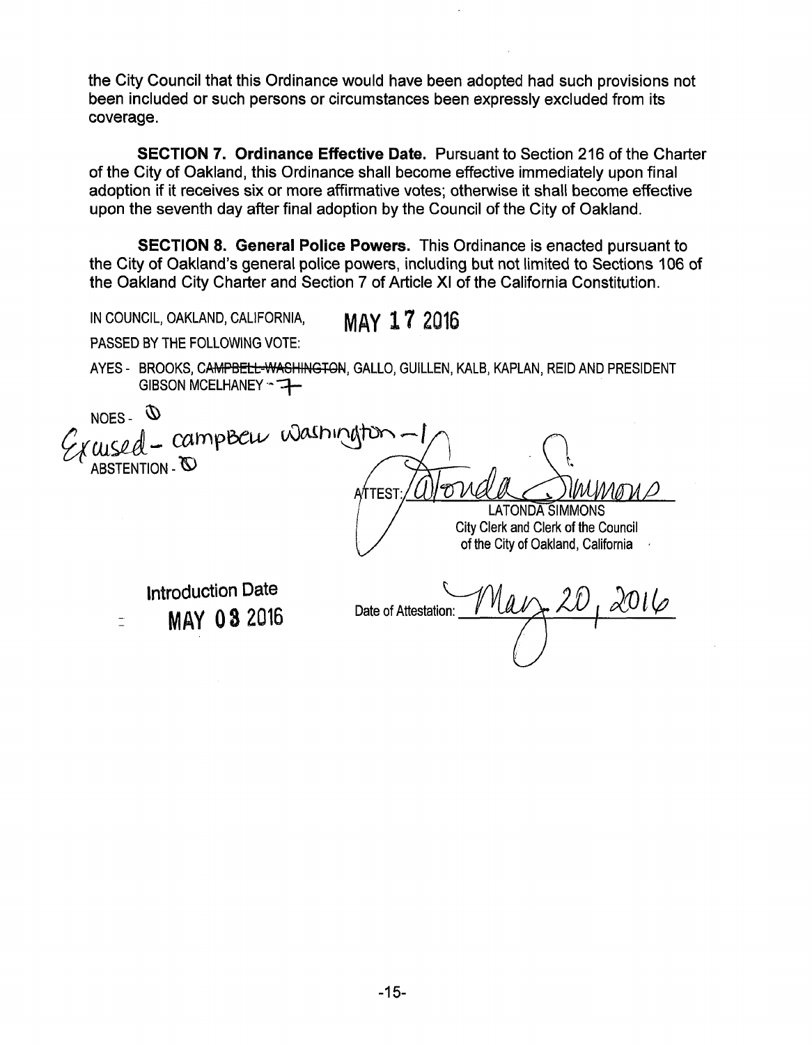the City Council that this Ordinance would have been adopted had such provisions not been included or such persons or circumstances been expressly excluded from its coverage.

**SECTION 7. Ordinance Effective Date.** Pursuant to Section 216 of the Charter of the City of Oakland, this Ordinance shall become effective immediately upon final adoption if it receives six or more affirmative votes; otherwise it shall become effective upon the seventh day after final adoption by the Council of the City of Oakland.

**SECTION 8. General Police Powers.** This Ordinance is enacted pursuant to the City of Oakland's general police powers, including but not limited to Sections 106 of the Oakland City Charter and Section 7 of Article XI of the California Constitution.

IN COUNCIL, OAKLAND, CALIFORNIA, **MAY 17 2016**

PASSED BY THE FOLLOWING VOTE:

AYES - BROOKS, ~~CAMPBELL-WASHINGTON~~, GALLO, GUILLEN, KALB, KAPLAN, REID AND PRESIDENT GIBSON MCELHANEY - 7

NOES - 0

Excused - Campbell Washington - 1

ABSTENTION - 0

ATTEST: LaTonda Simmons
LATONDA SIMMONS
City Clerk and Clerk of the Council
of the City of Oakland, California

Introduction Date
**MAY 03 2016**

Date of Attestation: May 20, 2016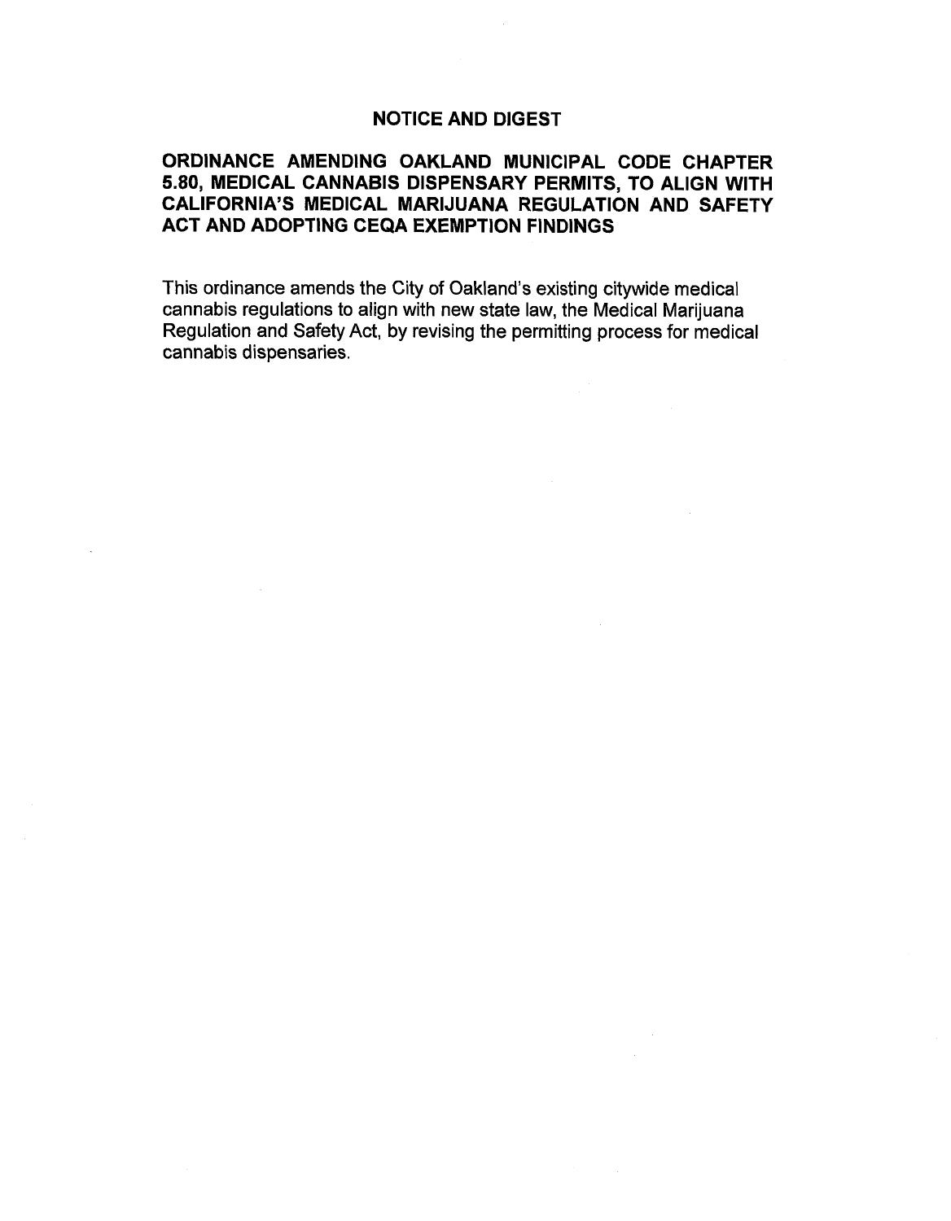## NOTICE AND DIGEST

**ORDINANCE AMENDING OAKLAND MUNICIPAL CODE CHAPTER 5.80, MEDICAL CANNABIS DISPENSARY PERMITS, TO ALIGN WITH CALIFORNIA'S MEDICAL MARIJUANA REGULATION AND SAFETY ACT AND ADOPTING CEQA EXEMPTION FINDINGS**

This ordinance amends the City of Oakland's existing citywide medical cannabis regulations to align with new state law, the Medical Marijuana Regulation and Safety Act, by revising the permitting process for medical cannabis dispensaries.